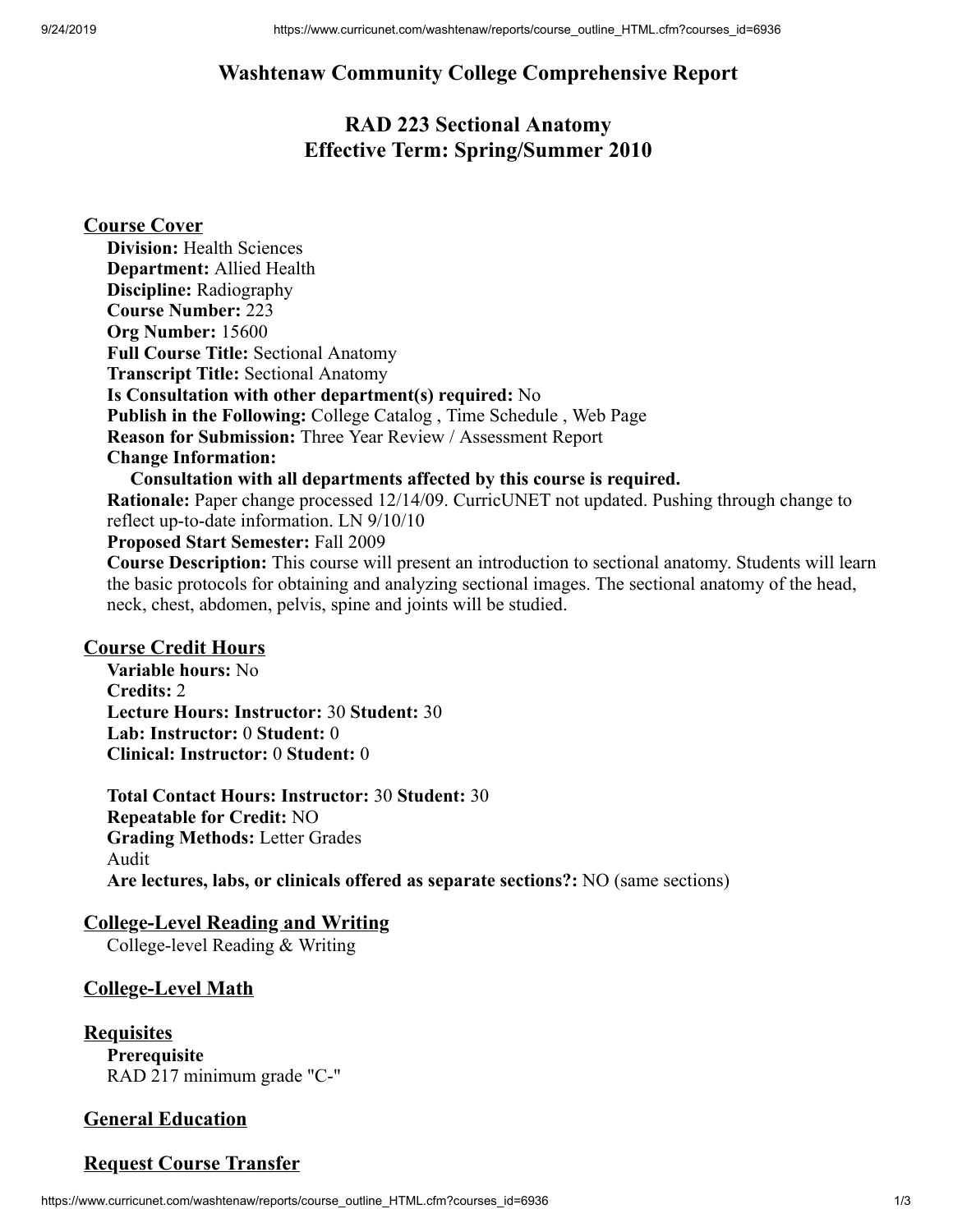# Washtenaw Community College Comprehensive Report

## RAD 223 Sectional Anatomy
## Effective Term: Spring/Summer 2010

### Course Cover

**Division:** Health Sciences
**Department:** Allied Health
**Discipline:** Radiography
**Course Number:** 223
**Org Number:** 15600
**Full Course Title:** Sectional Anatomy
**Transcript Title:** Sectional Anatomy
**Is Consultation with other department(s) required:** No
**Publish in the Following:** College Catalog , Time Schedule , Web Page
**Reason for Submission:** Three Year Review / Assessment Report
**Change Information:**

**Consultation with all departments affected by this course is required.**

**Rationale:** Paper change processed 12/14/09. CurricUNET not updated. Pushing through change to reflect up-to-date information. LN 9/10/10
**Proposed Start Semester:** Fall 2009
**Course Description:** This course will present an introduction to sectional anatomy. Students will learn the basic protocols for obtaining and analyzing sectional images. The sectional anatomy of the head, neck, chest, abdomen, pelvis, spine and joints will be studied.

### Course Credit Hours

**Variable hours:** No
**Credits:** 2
**Lecture Hours: Instructor:** 30 **Student:** 30
**Lab: Instructor:** 0 **Student:** 0
**Clinical: Instructor:** 0 **Student:** 0

**Total Contact Hours: Instructor:** 30 **Student:** 30
**Repeatable for Credit:** NO
**Grading Methods:** Letter Grades
Audit
**Are lectures, labs, or clinicals offered as separate sections?:** NO (same sections)

### College-Level Reading and Writing

College-level Reading & Writing

### College-Level Math

### Requisites

**Prerequisite**
RAD 217 minimum grade "C-"

### General Education

### Request Course Transfer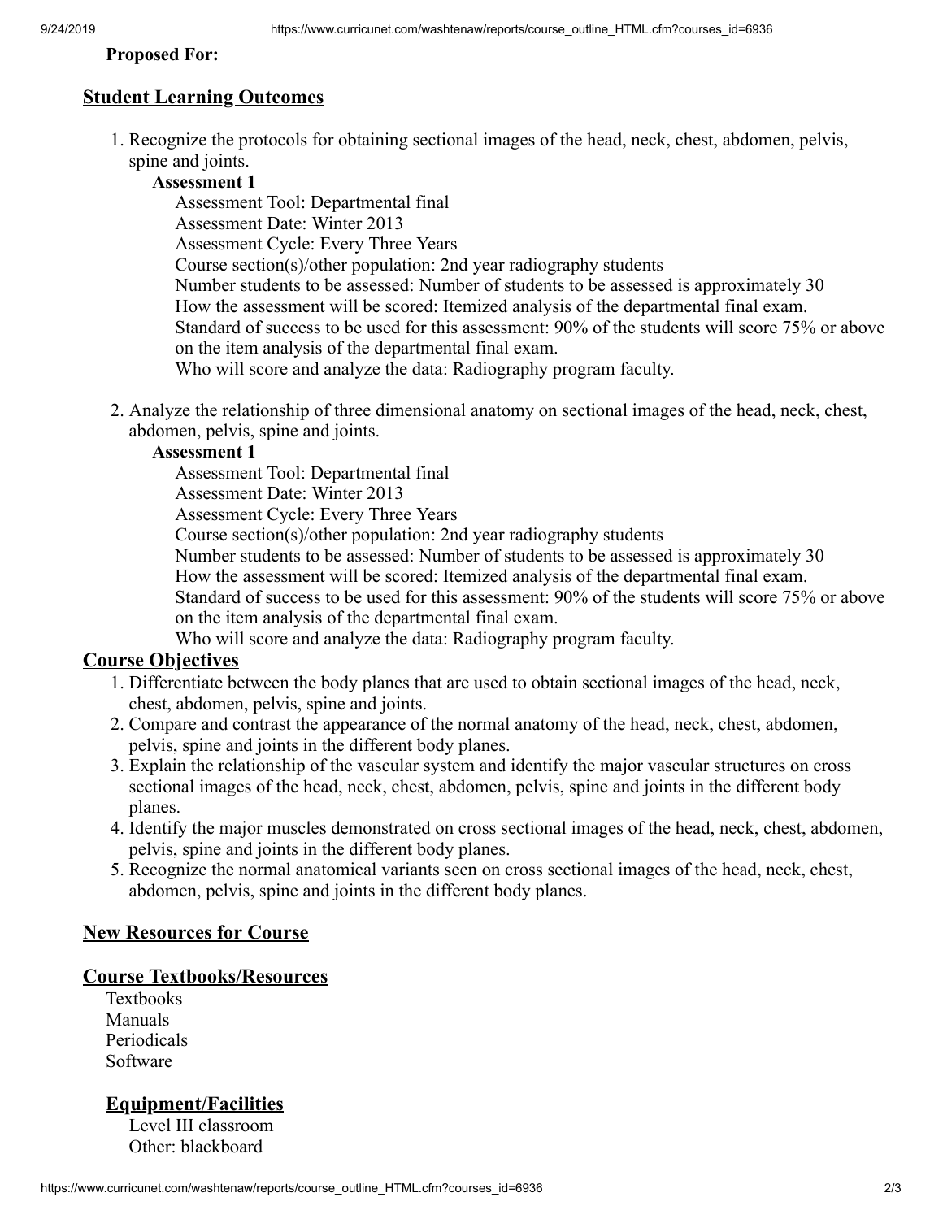**Proposed For:**

## Student Learning Outcomes

1. Recognize the protocols for obtaining sectional images of the head, neck, chest, abdomen, pelvis, spine and joints.

   **Assessment 1**

   Assessment Tool: Departmental final
   Assessment Date: Winter 2013
   Assessment Cycle: Every Three Years
   Course section(s)/other population: 2nd year radiography students
   Number students to be assessed: Number of students to be assessed is approximately 30
   How the assessment will be scored: Itemized analysis of the departmental final exam.
   Standard of success to be used for this assessment: 90% of the students will score 75% or above on the item analysis of the departmental final exam.
   Who will score and analyze the data: Radiography program faculty.

2. Analyze the relationship of three dimensional anatomy on sectional images of the head, neck, chest, abdomen, pelvis, spine and joints.

   **Assessment 1**

   Assessment Tool: Departmental final
   Assessment Date: Winter 2013
   Assessment Cycle: Every Three Years
   Course section(s)/other population: 2nd year radiography students
   Number students to be assessed: Number of students to be assessed is approximately 30
   How the assessment will be scored: Itemized analysis of the departmental final exam.
   Standard of success to be used for this assessment: 90% of the students will score 75% or above on the item analysis of the departmental final exam.
   Who will score and analyze the data: Radiography program faculty.

## Course Objectives

1. Differentiate between the body planes that are used to obtain sectional images of the head, neck, chest, abdomen, pelvis, spine and joints.
2. Compare and contrast the appearance of the normal anatomy of the head, neck, chest, abdomen, pelvis, spine and joints in the different body planes.
3. Explain the relationship of the vascular system and identify the major vascular structures on cross sectional images of the head, neck, chest, abdomen, pelvis, spine and joints in the different body planes.
4. Identify the major muscles demonstrated on cross sectional images of the head, neck, chest, abdomen, pelvis, spine and joints in the different body planes.
5. Recognize the normal anatomical variants seen on cross sectional images of the head, neck, chest, abdomen, pelvis, spine and joints in the different body planes.

## New Resources for Course

## Course Textbooks/Resources

Textbooks
Manuals
Periodicals
Software

### Equipment/Facilities

Level III classroom
Other: blackboard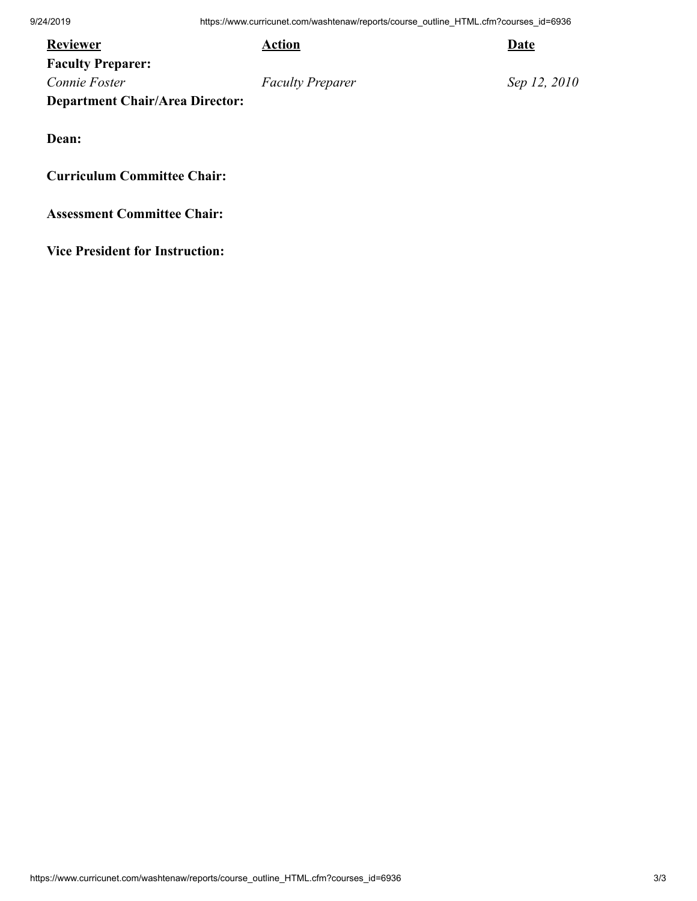| Reviewer | Action | Date |
|---|---|---|
| **Faculty Preparer:** | | |
| *Connie Foster* | *Faculty Preparer* | *Sep 12, 2010* |
| **Department Chair/Area Director:** | | |
| | | |
| **Dean:** | | |
| | | |
| **Curriculum Committee Chair:** | | |
| | | |
| **Assessment Committee Chair:** | | |
| | | |
| **Vice President for Instruction:** | | |